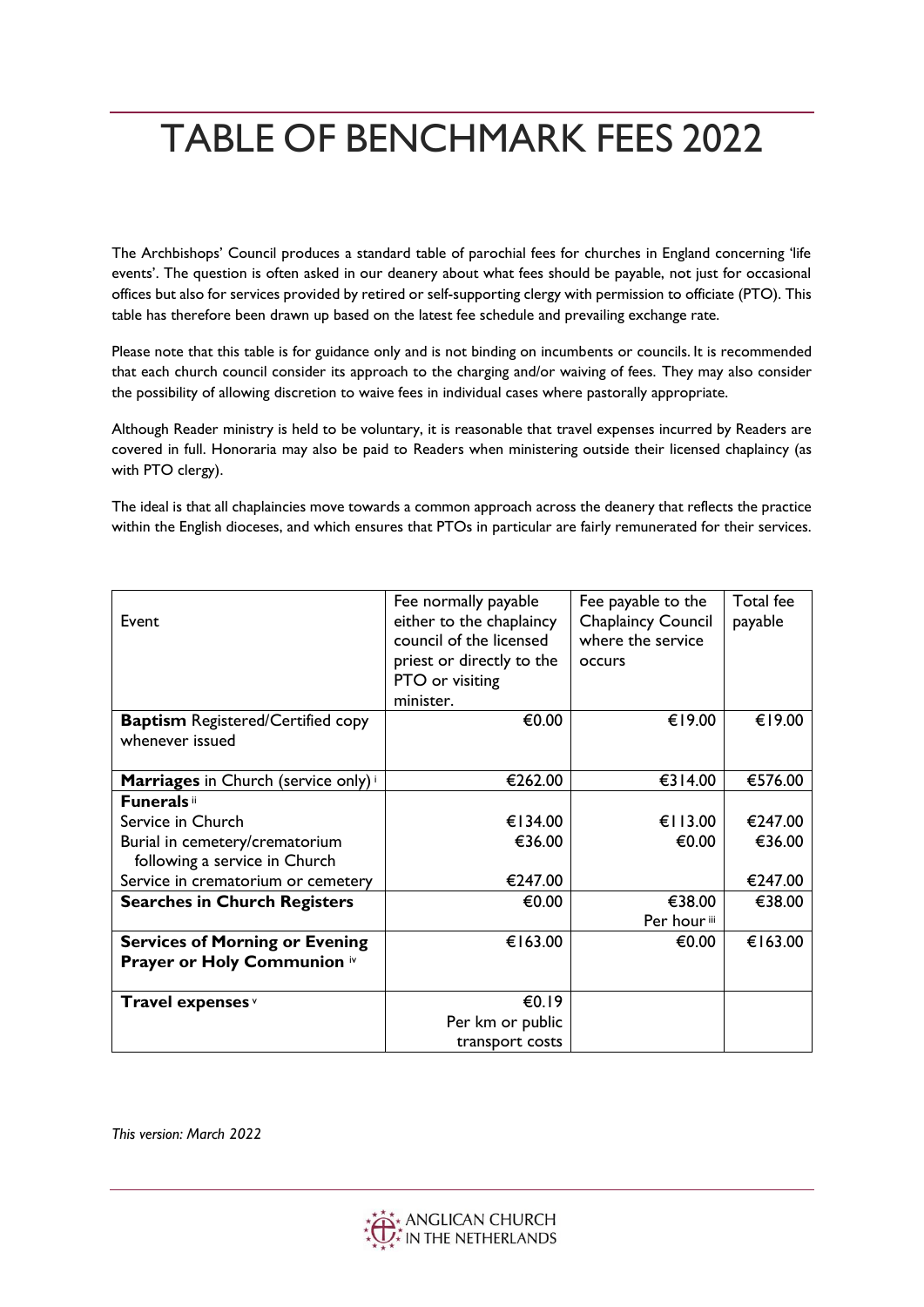# TABLE OF BENCHMARK FEES 2022

The Archbishops' Council produces a standard table of parochial fees for churches in England concerning 'life events'. The question is often asked in our deanery about what fees should be payable, not just for occasional offices but also for services provided by retired or self-supporting clergy with permission to officiate (PTO). This table has therefore been drawn up based on the latest fee schedule and prevailing exchange rate.

Please note that this table is for guidance only and is not binding on incumbents or councils. It is recommended that each church council consider its approach to the charging and/or waiving of fees. They may also consider the possibility of allowing discretion to waive fees in individual cases where pastorally appropriate.

Although Reader ministry is held to be voluntary, it is reasonable that travel expenses incurred by Readers are covered in full. Honoraria may also be paid to Readers when ministering outside their licensed chaplaincy (as with PTO clergy).

The ideal is that all chaplaincies move towards a common approach across the deanery that reflects the practice within the English dioceses, and which ensures that PTOs in particular are fairly remunerated for their services.

| Event | Fee normally payable either to the chaplaincy council of the licensed priest or directly to the PTO or visiting minister. | Fee payable to the Chaplaincy Council where the service occurs | Total fee payable |
|---|---|---|---|
| **Baptism** Registered/Certified copy whenever issued | €0.00 | €19.00 | €19.00 |
| **Marriages** in Church (service only) [i] | €262.00 | €314.00 | €576.00 |
| **Funerals** [ii] | | | |
| Service in Church | €134.00 | €113.00 | €247.00 |
| Burial in cemetery/crematorium following a service in Church | €36.00 | €0.00 | €36.00 |
| Service in crematorium or cemetery | €247.00 | | €247.00 |
| **Searches in Church Registers** | €0.00 | €38.00 Per hour [iii] | €38.00 |
| **Services of Morning or Evening Prayer or Holy Communion** [iv] | €163.00 | €0.00 | €163.00 |
| **Travel expenses** [v] | €0.19 Per km or public transport costs | | |

*This version: March 2022*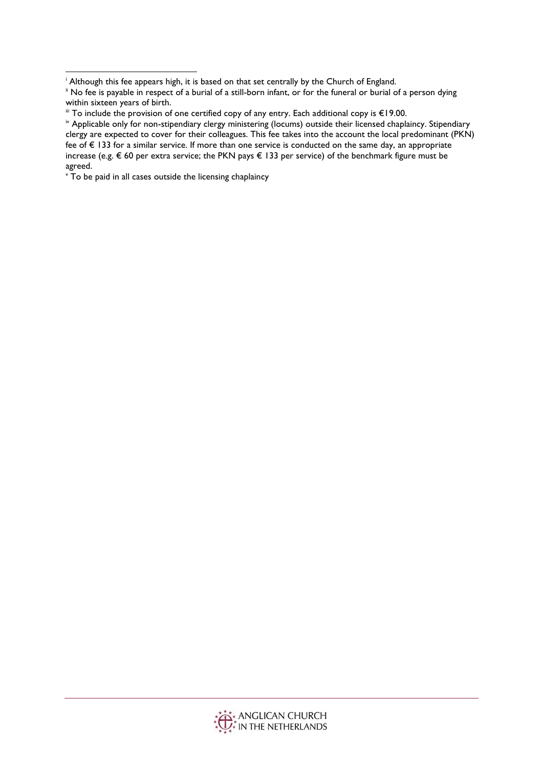[i] Although this fee appears high, it is based on that set centrally by the Church of England.

[ii] No fee is payable in respect of a burial of a still-born infant, or for the funeral or burial of a person dying within sixteen years of birth.

[iii] To include the provision of one certified copy of any entry. Each additional copy is €19.00.

[iv] Applicable only for non-stipendiary clergy ministering (locums) outside their licensed chaplaincy. Stipendiary clergy are expected to cover for their colleagues. This fee takes into the account the local predominant (PKN) fee of € 133 for a similar service. If more than one service is conducted on the same day, an appropriate increase (e.g. € 60 per extra service; the PKN pays € 133 per service) of the benchmark figure must be agreed.

[v] To be paid in all cases outside the licensing chaplaincy